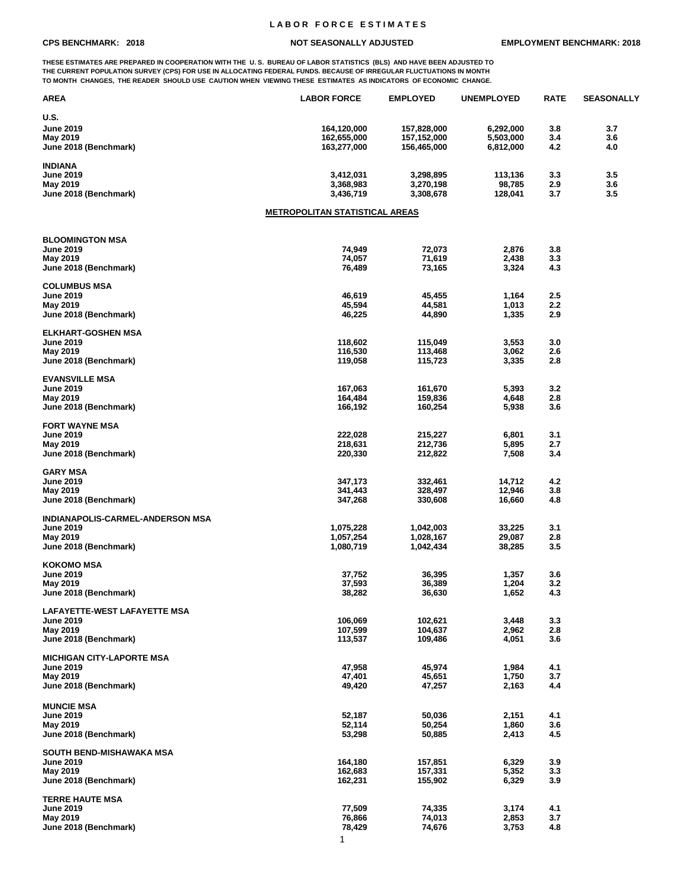# LABOR FORCE ESTIMATES

**CPS BENCHMARK: 2018** | **NOT SEASONALLY ADJUSTED** | **EMPLOYMENT BENCHMARK: 2018**

THESE ESTIMATES ARE PREPARED IN COOPERATION WITH THE U. S. BUREAU OF LABOR STATISTICS (BLS) AND HAVE BEEN ADJUSTED TO THE CURRENT POPULATION SURVEY (CPS) FOR USE IN ALLOCATING FEDERAL FUNDS. BECAUSE OF IRREGULAR FLUCTUATIONS IN MONTH TO MONTH CHANGES, THE READER SHOULD USE CAUTION WHEN VIEWING THESE ESTIMATES AS INDICATORS OF ECONOMIC CHANGE.

| AREA | LABOR FORCE | EMPLOYED | UNEMPLOYED | RATE | SEASONALLY |
|---|---|---|---|---|---|
| **U.S.** | | | | | |
| June 2019 | 164,120,000 | 157,828,000 | 6,292,000 | 3.8 | 3.7 |
| May 2019 | 162,655,000 | 157,152,000 | 5,503,000 | 3.4 | 3.6 |
| June 2018 (Benchmark) | 163,277,000 | 156,465,000 | 6,812,000 | 4.2 | 4.0 |
| **INDIANA** | | | | | |
| June 2019 | 3,412,031 | 3,298,895 | 113,136 | 3.3 | 3.5 |
| May 2019 | 3,368,983 | 3,270,198 | 98,785 | 2.9 | 3.6 |
| June 2018 (Benchmark) | 3,436,719 | 3,308,678 | 128,041 | 3.7 | 3.5 |

## METROPOLITAN STATISTICAL AREAS

| AREA | LABOR FORCE | EMPLOYED | UNEMPLOYED | RATE |
|---|---|---|---|---|
| **BLOOMINGTON MSA** | | | | |
| June 2019 | 74,949 | 72,073 | 2,876 | 3.8 |
| May 2019 | 74,057 | 71,619 | 2,438 | 3.3 |
| June 2018 (Benchmark) | 76,489 | 73,165 | 3,324 | 4.3 |
| **COLUMBUS MSA** | | | | |
| June 2019 | 46,619 | 45,455 | 1,164 | 2.5 |
| May 2019 | 45,594 | 44,581 | 1,013 | 2.2 |
| June 2018 (Benchmark) | 46,225 | 44,890 | 1,335 | 2.9 |
| **ELKHART-GOSHEN MSA** | | | | |
| June 2019 | 118,602 | 115,049 | 3,553 | 3.0 |
| May 2019 | 116,530 | 113,468 | 3,062 | 2.6 |
| June 2018 (Benchmark) | 119,058 | 115,723 | 3,335 | 2.8 |
| **EVANSVILLE MSA** | | | | |
| June 2019 | 167,063 | 161,670 | 5,393 | 3.2 |
| May 2019 | 164,484 | 159,836 | 4,648 | 2.8 |
| June 2018 (Benchmark) | 166,192 | 160,254 | 5,938 | 3.6 |
| **FORT WAYNE MSA** | | | | |
| June 2019 | 222,028 | 215,227 | 6,801 | 3.1 |
| May 2019 | 218,631 | 212,736 | 5,895 | 2.7 |
| June 2018 (Benchmark) | 220,330 | 212,822 | 7,508 | 3.4 |
| **GARY MSA** | | | | |
| June 2019 | 347,173 | 332,461 | 14,712 | 4.2 |
| May 2019 | 341,443 | 328,497 | 12,946 | 3.8 |
| June 2018 (Benchmark) | 347,268 | 330,608 | 16,660 | 4.8 |
| **INDIANAPOLIS-CARMEL-ANDERSON MSA** | | | | |
| June 2019 | 1,075,228 | 1,042,003 | 33,225 | 3.1 |
| May 2019 | 1,057,254 | 1,028,167 | 29,087 | 2.8 |
| June 2018 (Benchmark) | 1,080,719 | 1,042,434 | 38,285 | 3.5 |
| **KOKOMO MSA** | | | | |
| June 2019 | 37,752 | 36,395 | 1,357 | 3.6 |
| May 2019 | 37,593 | 36,389 | 1,204 | 3.2 |
| June 2018 (Benchmark) | 38,282 | 36,630 | 1,652 | 4.3 |
| **LAFAYETTE-WEST LAFAYETTE MSA** | | | | |
| June 2019 | 106,069 | 102,621 | 3,448 | 3.3 |
| May 2019 | 107,599 | 104,637 | 2,962 | 2.8 |
| June 2018 (Benchmark) | 113,537 | 109,486 | 4,051 | 3.6 |
| **MICHIGAN CITY-LAPORTE MSA** | | | | |
| June 2019 | 47,958 | 45,974 | 1,984 | 4.1 |
| May 2019 | 47,401 | 45,651 | 1,750 | 3.7 |
| June 2018 (Benchmark) | 49,420 | 47,257 | 2,163 | 4.4 |
| **MUNCIE MSA** | | | | |
| June 2019 | 52,187 | 50,036 | 2,151 | 4.1 |
| May 2019 | 52,114 | 50,254 | 1,860 | 3.6 |
| June 2018 (Benchmark) | 53,298 | 50,885 | 2,413 | 4.5 |
| **SOUTH BEND-MISHAWAKA MSA** | | | | |
| June 2019 | 164,180 | 157,851 | 6,329 | 3.9 |
| May 2019 | 162,683 | 157,331 | 5,352 | 3.3 |
| June 2018 (Benchmark) | 162,231 | 155,902 | 6,329 | 3.9 |
| **TERRE HAUTE MSA** | | | | |
| June 2019 | 77,509 | 74,335 | 3,174 | 4.1 |
| May 2019 | 76,866 | 74,013 | 2,853 | 3.7 |
| June 2018 (Benchmark) | 78,429 | 74,676 | 3,753 | 4.8 |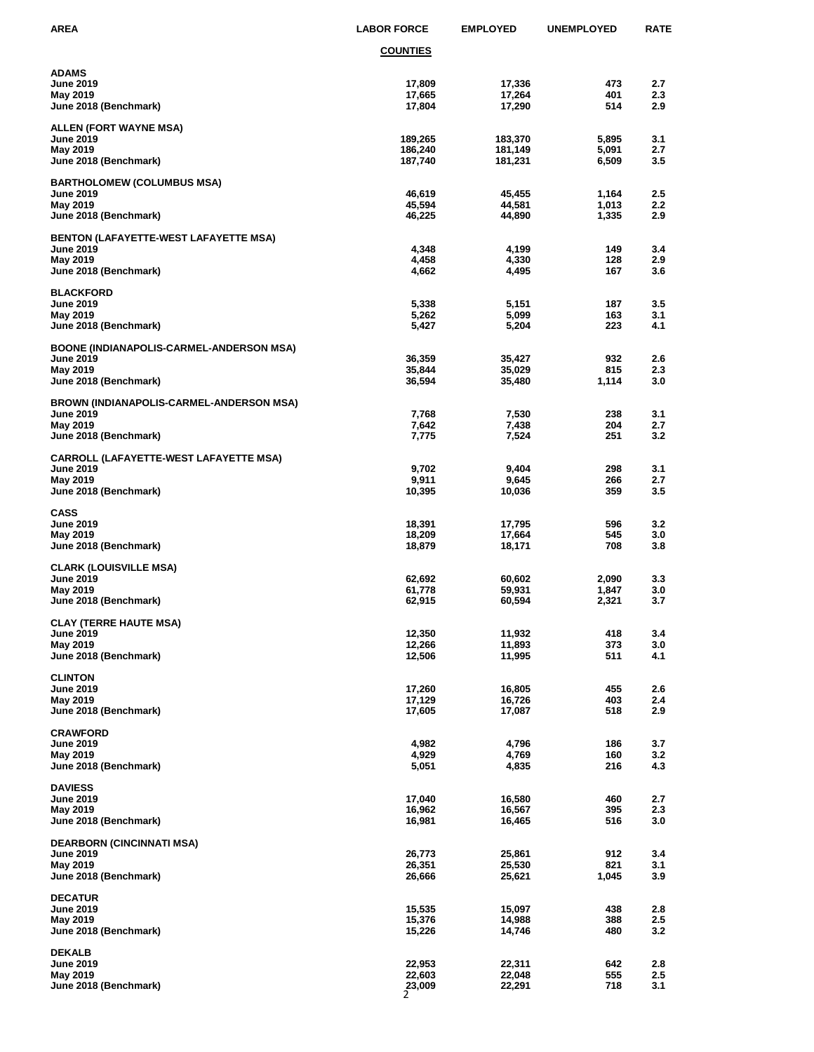| AREA | LABOR FORCE | EMPLOYED | UNEMPLOYED | RATE |
|---|---|---|---|---|
| | **COUNTIES** | | | |
| **ADAMS** | | | | |
| June 2019 | 17,809 | 17,336 | 473 | 2.7 |
| May 2019 | 17,665 | 17,264 | 401 | 2.3 |
| June 2018 (Benchmark) | 17,804 | 17,290 | 514 | 2.9 |
| **ALLEN (FORT WAYNE MSA)** | | | | |
| June 2019 | 189,265 | 183,370 | 5,895 | 3.1 |
| May 2019 | 186,240 | 181,149 | 5,091 | 2.7 |
| June 2018 (Benchmark) | 187,740 | 181,231 | 6,509 | 3.5 |
| **BARTHOLOMEW (COLUMBUS MSA)** | | | | |
| June 2019 | 46,619 | 45,455 | 1,164 | 2.5 |
| May 2019 | 45,594 | 44,581 | 1,013 | 2.2 |
| June 2018 (Benchmark) | 46,225 | 44,890 | 1,335 | 2.9 |
| **BENTON (LAFAYETTE-WEST LAFAYETTE MSA)** | | | | |
| June 2019 | 4,348 | 4,199 | 149 | 3.4 |
| May 2019 | 4,458 | 4,330 | 128 | 2.9 |
| June 2018 (Benchmark) | 4,662 | 4,495 | 167 | 3.6 |
| **BLACKFORD** | | | | |
| June 2019 | 5,338 | 5,151 | 187 | 3.5 |
| May 2019 | 5,262 | 5,099 | 163 | 3.1 |
| June 2018 (Benchmark) | 5,427 | 5,204 | 223 | 4.1 |
| **BOONE (INDIANAPOLIS-CARMEL-ANDERSON MSA)** | | | | |
| June 2019 | 36,359 | 35,427 | 932 | 2.6 |
| May 2019 | 35,844 | 35,029 | 815 | 2.3 |
| June 2018 (Benchmark) | 36,594 | 35,480 | 1,114 | 3.0 |
| **BROWN (INDIANAPOLIS-CARMEL-ANDERSON MSA)** | | | | |
| June 2019 | 7,768 | 7,530 | 238 | 3.1 |
| May 2019 | 7,642 | 7,438 | 204 | 2.7 |
| June 2018 (Benchmark) | 7,775 | 7,524 | 251 | 3.2 |
| **CARROLL (LAFAYETTE-WEST LAFAYETTE MSA)** | | | | |
| June 2019 | 9,702 | 9,404 | 298 | 3.1 |
| May 2019 | 9,911 | 9,645 | 266 | 2.7 |
| June 2018 (Benchmark) | 10,395 | 10,036 | 359 | 3.5 |
| **CASS** | | | | |
| June 2019 | 18,391 | 17,795 | 596 | 3.2 |
| May 2019 | 18,209 | 17,664 | 545 | 3.0 |
| June 2018 (Benchmark) | 18,879 | 18,171 | 708 | 3.8 |
| **CLARK (LOUISVILLE MSA)** | | | | |
| June 2019 | 62,692 | 60,602 | 2,090 | 3.3 |
| May 2019 | 61,778 | 59,931 | 1,847 | 3.0 |
| June 2018 (Benchmark) | 62,915 | 60,594 | 2,321 | 3.7 |
| **CLAY (TERRE HAUTE MSA)** | | | | |
| June 2019 | 12,350 | 11,932 | 418 | 3.4 |
| May 2019 | 12,266 | 11,893 | 373 | 3.0 |
| June 2018 (Benchmark) | 12,506 | 11,995 | 511 | 4.1 |
| **CLINTON** | | | | |
| June 2019 | 17,260 | 16,805 | 455 | 2.6 |
| May 2019 | 17,129 | 16,726 | 403 | 2.4 |
| June 2018 (Benchmark) | 17,605 | 17,087 | 518 | 2.9 |
| **CRAWFORD** | | | | |
| June 2019 | 4,982 | 4,796 | 186 | 3.7 |
| May 2019 | 4,929 | 4,769 | 160 | 3.2 |
| June 2018 (Benchmark) | 5,051 | 4,835 | 216 | 4.3 |
| **DAVIESS** | | | | |
| June 2019 | 17,040 | 16,580 | 460 | 2.7 |
| May 2019 | 16,962 | 16,567 | 395 | 2.3 |
| June 2018 (Benchmark) | 16,981 | 16,465 | 516 | 3.0 |
| **DEARBORN (CINCINNATI MSA)** | | | | |
| June 2019 | 26,773 | 25,861 | 912 | 3.4 |
| May 2019 | 26,351 | 25,530 | 821 | 3.1 |
| June 2018 (Benchmark) | 26,666 | 25,621 | 1,045 | 3.9 |
| **DECATUR** | | | | |
| June 2019 | 15,535 | 15,097 | 438 | 2.8 |
| May 2019 | 15,376 | 14,988 | 388 | 2.5 |
| June 2018 (Benchmark) | 15,226 | 14,746 | 480 | 3.2 |
| **DEKALB** | | | | |
| June 2019 | 22,953 | 22,311 | 642 | 2.8 |
| May 2019 | 22,603 | 22,048 | 555 | 2.5 |
| June 2018 (Benchmark) | 23,009 | 22,291 | 718 | 3.1 |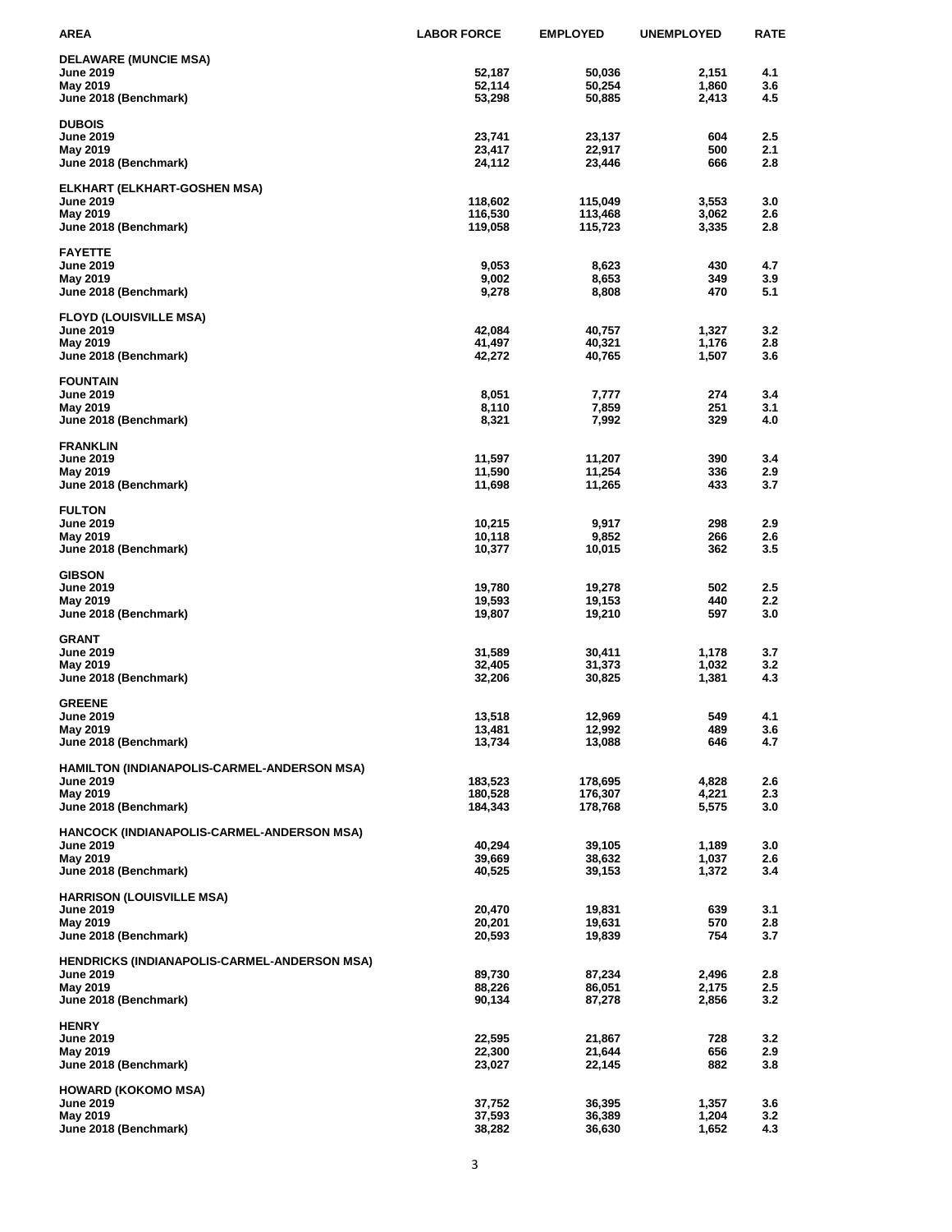| AREA | LABOR FORCE | EMPLOYED | UNEMPLOYED | RATE |
|---|---|---|---|---|
| **DELAWARE (MUNCIE MSA)** | | | | |
| June 2019 | 52,187 | 50,036 | 2,151 | 4.1 |
| May 2019 | 52,114 | 50,254 | 1,860 | 3.6 |
| June 2018 (Benchmark) | 53,298 | 50,885 | 2,413 | 4.5 |
| **DUBOIS** | | | | |
| June 2019 | 23,741 | 23,137 | 604 | 2.5 |
| May 2019 | 23,417 | 22,917 | 500 | 2.1 |
| June 2018 (Benchmark) | 24,112 | 23,446 | 666 | 2.8 |
| **ELKHART (ELKHART-GOSHEN MSA)** | | | | |
| June 2019 | 118,602 | 115,049 | 3,553 | 3.0 |
| May 2019 | 116,530 | 113,468 | 3,062 | 2.6 |
| June 2018 (Benchmark) | 119,058 | 115,723 | 3,335 | 2.8 |
| **FAYETTE** | | | | |
| June 2019 | 9,053 | 8,623 | 430 | 4.7 |
| May 2019 | 9,002 | 8,653 | 349 | 3.9 |
| June 2018 (Benchmark) | 9,278 | 8,808 | 470 | 5.1 |
| **FLOYD (LOUISVILLE MSA)** | | | | |
| June 2019 | 42,084 | 40,757 | 1,327 | 3.2 |
| May 2019 | 41,497 | 40,321 | 1,176 | 2.8 |
| June 2018 (Benchmark) | 42,272 | 40,765 | 1,507 | 3.6 |
| **FOUNTAIN** | | | | |
| June 2019 | 8,051 | 7,777 | 274 | 3.4 |
| May 2019 | 8,110 | 7,859 | 251 | 3.1 |
| June 2018 (Benchmark) | 8,321 | 7,992 | 329 | 4.0 |
| **FRANKLIN** | | | | |
| June 2019 | 11,597 | 11,207 | 390 | 3.4 |
| May 2019 | 11,590 | 11,254 | 336 | 2.9 |
| June 2018 (Benchmark) | 11,698 | 11,265 | 433 | 3.7 |
| **FULTON** | | | | |
| June 2019 | 10,215 | 9,917 | 298 | 2.9 |
| May 2019 | 10,118 | 9,852 | 266 | 2.6 |
| June 2018 (Benchmark) | 10,377 | 10,015 | 362 | 3.5 |
| **GIBSON** | | | | |
| June 2019 | 19,780 | 19,278 | 502 | 2.5 |
| May 2019 | 19,593 | 19,153 | 440 | 2.2 |
| June 2018 (Benchmark) | 19,807 | 19,210 | 597 | 3.0 |
| **GRANT** | | | | |
| June 2019 | 31,589 | 30,411 | 1,178 | 3.7 |
| May 2019 | 32,405 | 31,373 | 1,032 | 3.2 |
| June 2018 (Benchmark) | 32,206 | 30,825 | 1,381 | 4.3 |
| **GREENE** | | | | |
| June 2019 | 13,518 | 12,969 | 549 | 4.1 |
| May 2019 | 13,481 | 12,992 | 489 | 3.6 |
| June 2018 (Benchmark) | 13,734 | 13,088 | 646 | 4.7 |
| **HAMILTON (INDIANAPOLIS-CARMEL-ANDERSON MSA)** | | | | |
| June 2019 | 183,523 | 178,695 | 4,828 | 2.6 |
| May 2019 | 180,528 | 176,307 | 4,221 | 2.3 |
| June 2018 (Benchmark) | 184,343 | 178,768 | 5,575 | 3.0 |
| **HANCOCK (INDIANAPOLIS-CARMEL-ANDERSON MSA)** | | | | |
| June 2019 | 40,294 | 39,105 | 1,189 | 3.0 |
| May 2019 | 39,669 | 38,632 | 1,037 | 2.6 |
| June 2018 (Benchmark) | 40,525 | 39,153 | 1,372 | 3.4 |
| **HARRISON (LOUISVILLE MSA)** | | | | |
| June 2019 | 20,470 | 19,831 | 639 | 3.1 |
| May 2019 | 20,201 | 19,631 | 570 | 2.8 |
| June 2018 (Benchmark) | 20,593 | 19,839 | 754 | 3.7 |
| **HENDRICKS (INDIANAPOLIS-CARMEL-ANDERSON MSA)** | | | | |
| June 2019 | 89,730 | 87,234 | 2,496 | 2.8 |
| May 2019 | 88,226 | 86,051 | 2,175 | 2.5 |
| June 2018 (Benchmark) | 90,134 | 87,278 | 2,856 | 3.2 |
| **HENRY** | | | | |
| June 2019 | 22,595 | 21,867 | 728 | 3.2 |
| May 2019 | 22,300 | 21,644 | 656 | 2.9 |
| June 2018 (Benchmark) | 23,027 | 22,145 | 882 | 3.8 |
| **HOWARD (KOKOMO MSA)** | | | | |
| June 2019 | 37,752 | 36,395 | 1,357 | 3.6 |
| May 2019 | 37,593 | 36,389 | 1,204 | 3.2 |
| June 2018 (Benchmark) | 38,282 | 36,630 | 1,652 | 4.3 |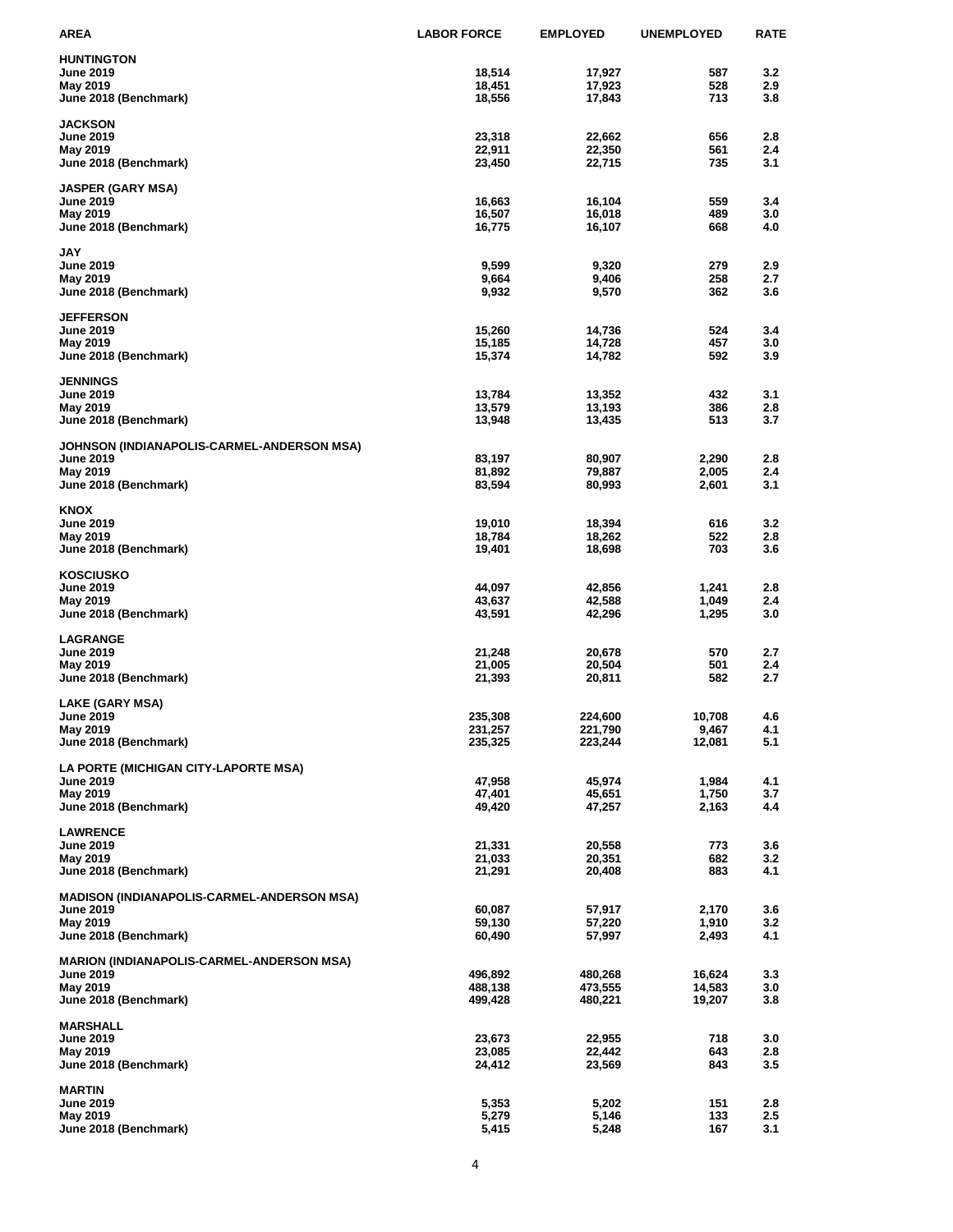| AREA | LABOR FORCE | EMPLOYED | UNEMPLOYED | RATE |
|---|---|---|---|---|
| **HUNTINGTON** | | | | |
| June 2019 | 18,514 | 17,927 | 587 | 3.2 |
| May 2019 | 18,451 | 17,923 | 528 | 2.9 |
| June 2018 (Benchmark) | 18,556 | 17,843 | 713 | 3.8 |
| **JACKSON** | | | | |
| June 2019 | 23,318 | 22,662 | 656 | 2.8 |
| May 2019 | 22,911 | 22,350 | 561 | 2.4 |
| June 2018 (Benchmark) | 23,450 | 22,715 | 735 | 3.1 |
| **JASPER (GARY MSA)** | | | | |
| June 2019 | 16,663 | 16,104 | 559 | 3.4 |
| May 2019 | 16,507 | 16,018 | 489 | 3.0 |
| June 2018 (Benchmark) | 16,775 | 16,107 | 668 | 4.0 |
| **JAY** | | | | |
| June 2019 | 9,599 | 9,320 | 279 | 2.9 |
| May 2019 | 9,664 | 9,406 | 258 | 2.7 |
| June 2018 (Benchmark) | 9,932 | 9,570 | 362 | 3.6 |
| **JEFFERSON** | | | | |
| June 2019 | 15,260 | 14,736 | 524 | 3.4 |
| May 2019 | 15,185 | 14,728 | 457 | 3.0 |
| June 2018 (Benchmark) | 15,374 | 14,782 | 592 | 3.9 |
| **JENNINGS** | | | | |
| June 2019 | 13,784 | 13,352 | 432 | 3.1 |
| May 2019 | 13,579 | 13,193 | 386 | 2.8 |
| June 2018 (Benchmark) | 13,948 | 13,435 | 513 | 3.7 |
| **JOHNSON (INDIANAPOLIS-CARMEL-ANDERSON MSA)** | | | | |
| June 2019 | 83,197 | 80,907 | 2,290 | 2.8 |
| May 2019 | 81,892 | 79,887 | 2,005 | 2.4 |
| June 2018 (Benchmark) | 83,594 | 80,993 | 2,601 | 3.1 |
| **KNOX** | | | | |
| June 2019 | 19,010 | 18,394 | 616 | 3.2 |
| May 2019 | 18,784 | 18,262 | 522 | 2.8 |
| June 2018 (Benchmark) | 19,401 | 18,698 | 703 | 3.6 |
| **KOSCIUSKO** | | | | |
| June 2019 | 44,097 | 42,856 | 1,241 | 2.8 |
| May 2019 | 43,637 | 42,588 | 1,049 | 2.4 |
| June 2018 (Benchmark) | 43,591 | 42,296 | 1,295 | 3.0 |
| **LAGRANGE** | | | | |
| June 2019 | 21,248 | 20,678 | 570 | 2.7 |
| May 2019 | 21,005 | 20,504 | 501 | 2.4 |
| June 2018 (Benchmark) | 21,393 | 20,811 | 582 | 2.7 |
| **LAKE (GARY MSA)** | | | | |
| June 2019 | 235,308 | 224,600 | 10,708 | 4.6 |
| May 2019 | 231,257 | 221,790 | 9,467 | 4.1 |
| June 2018 (Benchmark) | 235,325 | 223,244 | 12,081 | 5.1 |
| **LA PORTE (MICHIGAN CITY-LAPORTE MSA)** | | | | |
| June 2019 | 47,958 | 45,974 | 1,984 | 4.1 |
| May 2019 | 47,401 | 45,651 | 1,750 | 3.7 |
| June 2018 (Benchmark) | 49,420 | 47,257 | 2,163 | 4.4 |
| **LAWRENCE** | | | | |
| June 2019 | 21,331 | 20,558 | 773 | 3.6 |
| May 2019 | 21,033 | 20,351 | 682 | 3.2 |
| June 2018 (Benchmark) | 21,291 | 20,408 | 883 | 4.1 |
| **MADISON (INDIANAPOLIS-CARMEL-ANDERSON MSA)** | | | | |
| June 2019 | 60,087 | 57,917 | 2,170 | 3.6 |
| May 2019 | 59,130 | 57,220 | 1,910 | 3.2 |
| June 2018 (Benchmark) | 60,490 | 57,997 | 2,493 | 4.1 |
| **MARION (INDIANAPOLIS-CARMEL-ANDERSON MSA)** | | | | |
| June 2019 | 496,892 | 480,268 | 16,624 | 3.3 |
| May 2019 | 488,138 | 473,555 | 14,583 | 3.0 |
| June 2018 (Benchmark) | 499,428 | 480,221 | 19,207 | 3.8 |
| **MARSHALL** | | | | |
| June 2019 | 23,673 | 22,955 | 718 | 3.0 |
| May 2019 | 23,085 | 22,442 | 643 | 2.8 |
| June 2018 (Benchmark) | 24,412 | 23,569 | 843 | 3.5 |
| **MARTIN** | | | | |
| June 2019 | 5,353 | 5,202 | 151 | 2.8 |
| May 2019 | 5,279 | 5,146 | 133 | 2.5 |
| June 2018 (Benchmark) | 5,415 | 5,248 | 167 | 3.1 |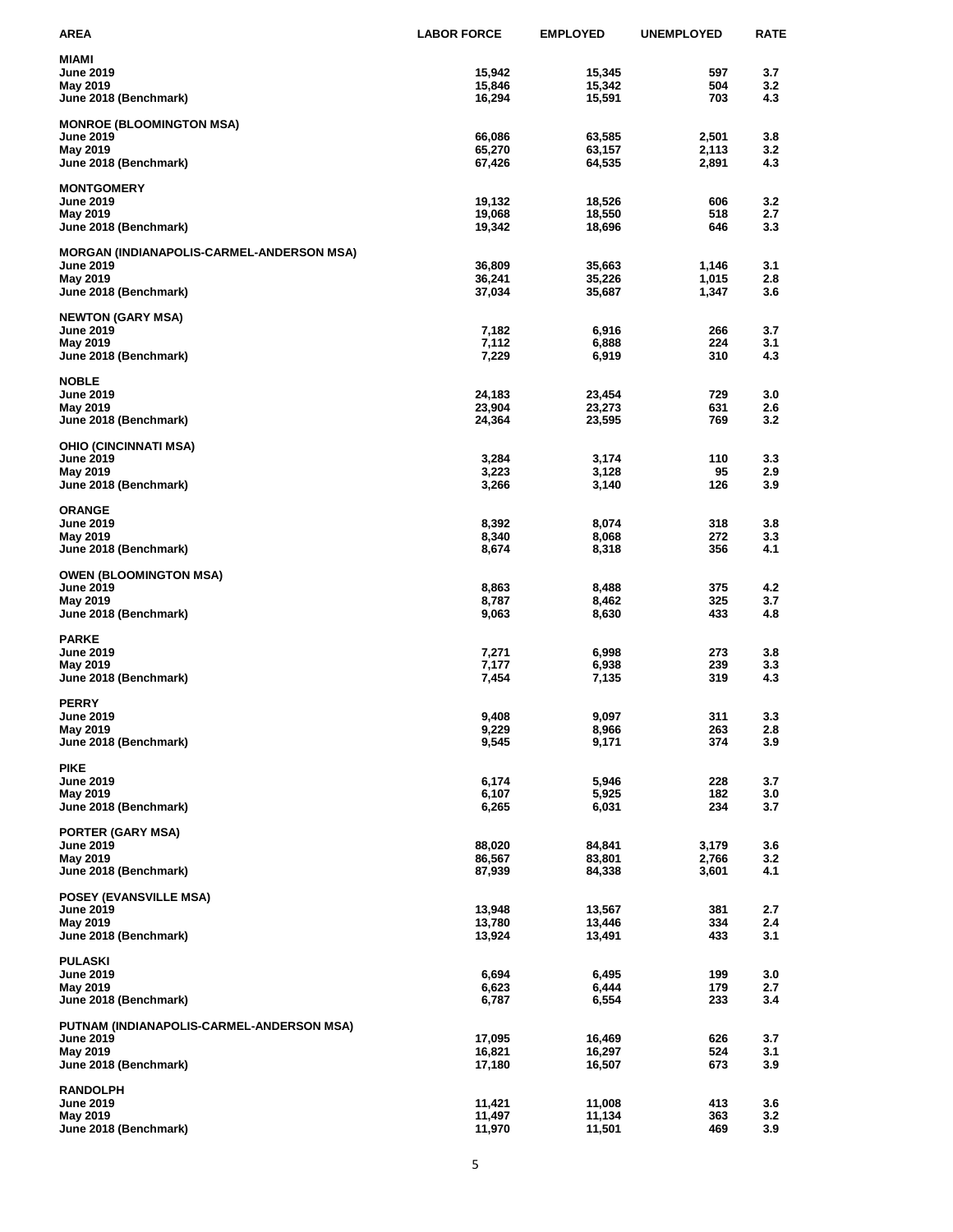| AREA | LABOR FORCE | EMPLOYED | UNEMPLOYED | RATE |
|---|---|---|---|---|
| **MIAMI** | | | | |
| June 2019 | 15,942 | 15,345 | 597 | 3.7 |
| May 2019 | 15,846 | 15,342 | 504 | 3.2 |
| June 2018 (Benchmark) | 16,294 | 15,591 | 703 | 4.3 |
| **MONROE (BLOOMINGTON MSA)** | | | | |
| June 2019 | 66,086 | 63,585 | 2,501 | 3.8 |
| May 2019 | 65,270 | 63,157 | 2,113 | 3.2 |
| June 2018 (Benchmark) | 67,426 | 64,535 | 2,891 | 4.3 |
| **MONTGOMERY** | | | | |
| June 2019 | 19,132 | 18,526 | 606 | 3.2 |
| May 2019 | 19,068 | 18,550 | 518 | 2.7 |
| June 2018 (Benchmark) | 19,342 | 18,696 | 646 | 3.3 |
| **MORGAN (INDIANAPOLIS-CARMEL-ANDERSON MSA)** | | | | |
| June 2019 | 36,809 | 35,663 | 1,146 | 3.1 |
| May 2019 | 36,241 | 35,226 | 1,015 | 2.8 |
| June 2018 (Benchmark) | 37,034 | 35,687 | 1,347 | 3.6 |
| **NEWTON (GARY MSA)** | | | | |
| June 2019 | 7,182 | 6,916 | 266 | 3.7 |
| May 2019 | 7,112 | 6,888 | 224 | 3.1 |
| June 2018 (Benchmark) | 7,229 | 6,919 | 310 | 4.3 |
| **NOBLE** | | | | |
| June 2019 | 24,183 | 23,454 | 729 | 3.0 |
| May 2019 | 23,904 | 23,273 | 631 | 2.6 |
| June 2018 (Benchmark) | 24,364 | 23,595 | 769 | 3.2 |
| **OHIO (CINCINNATI MSA)** | | | | |
| June 2019 | 3,284 | 3,174 | 110 | 3.3 |
| May 2019 | 3,223 | 3,128 | 95 | 2.9 |
| June 2018 (Benchmark) | 3,266 | 3,140 | 126 | 3.9 |
| **ORANGE** | | | | |
| June 2019 | 8,392 | 8,074 | 318 | 3.8 |
| May 2019 | 8,340 | 8,068 | 272 | 3.3 |
| June 2018 (Benchmark) | 8,674 | 8,318 | 356 | 4.1 |
| **OWEN (BLOOMINGTON MSA)** | | | | |
| June 2019 | 8,863 | 8,488 | 375 | 4.2 |
| May 2019 | 8,787 | 8,462 | 325 | 3.7 |
| June 2018 (Benchmark) | 9,063 | 8,630 | 433 | 4.8 |
| **PARKE** | | | | |
| June 2019 | 7,271 | 6,998 | 273 | 3.8 |
| May 2019 | 7,177 | 6,938 | 239 | 3.3 |
| June 2018 (Benchmark) | 7,454 | 7,135 | 319 | 4.3 |
| **PERRY** | | | | |
| June 2019 | 9,408 | 9,097 | 311 | 3.3 |
| May 2019 | 9,229 | 8,966 | 263 | 2.8 |
| June 2018 (Benchmark) | 9,545 | 9,171 | 374 | 3.9 |
| **PIKE** | | | | |
| June 2019 | 6,174 | 5,946 | 228 | 3.7 |
| May 2019 | 6,107 | 5,925 | 182 | 3.0 |
| June 2018 (Benchmark) | 6,265 | 6,031 | 234 | 3.7 |
| **PORTER (GARY MSA)** | | | | |
| June 2019 | 88,020 | 84,841 | 3,179 | 3.6 |
| May 2019 | 86,567 | 83,801 | 2,766 | 3.2 |
| June 2018 (Benchmark) | 87,939 | 84,338 | 3,601 | 4.1 |
| **POSEY (EVANSVILLE MSA)** | | | | |
| June 2019 | 13,948 | 13,567 | 381 | 2.7 |
| May 2019 | 13,780 | 13,446 | 334 | 2.4 |
| June 2018 (Benchmark) | 13,924 | 13,491 | 433 | 3.1 |
| **PULASKI** | | | | |
| June 2019 | 6,694 | 6,495 | 199 | 3.0 |
| May 2019 | 6,623 | 6,444 | 179 | 2.7 |
| June 2018 (Benchmark) | 6,787 | 6,554 | 233 | 3.4 |
| **PUTNAM (INDIANAPOLIS-CARMEL-ANDERSON MSA)** | | | | |
| June 2019 | 17,095 | 16,469 | 626 | 3.7 |
| May 2019 | 16,821 | 16,297 | 524 | 3.1 |
| June 2018 (Benchmark) | 17,180 | 16,507 | 673 | 3.9 |
| **RANDOLPH** | | | | |
| June 2019 | 11,421 | 11,008 | 413 | 3.6 |
| May 2019 | 11,497 | 11,134 | 363 | 3.2 |
| June 2018 (Benchmark) | 11,970 | 11,501 | 469 | 3.9 |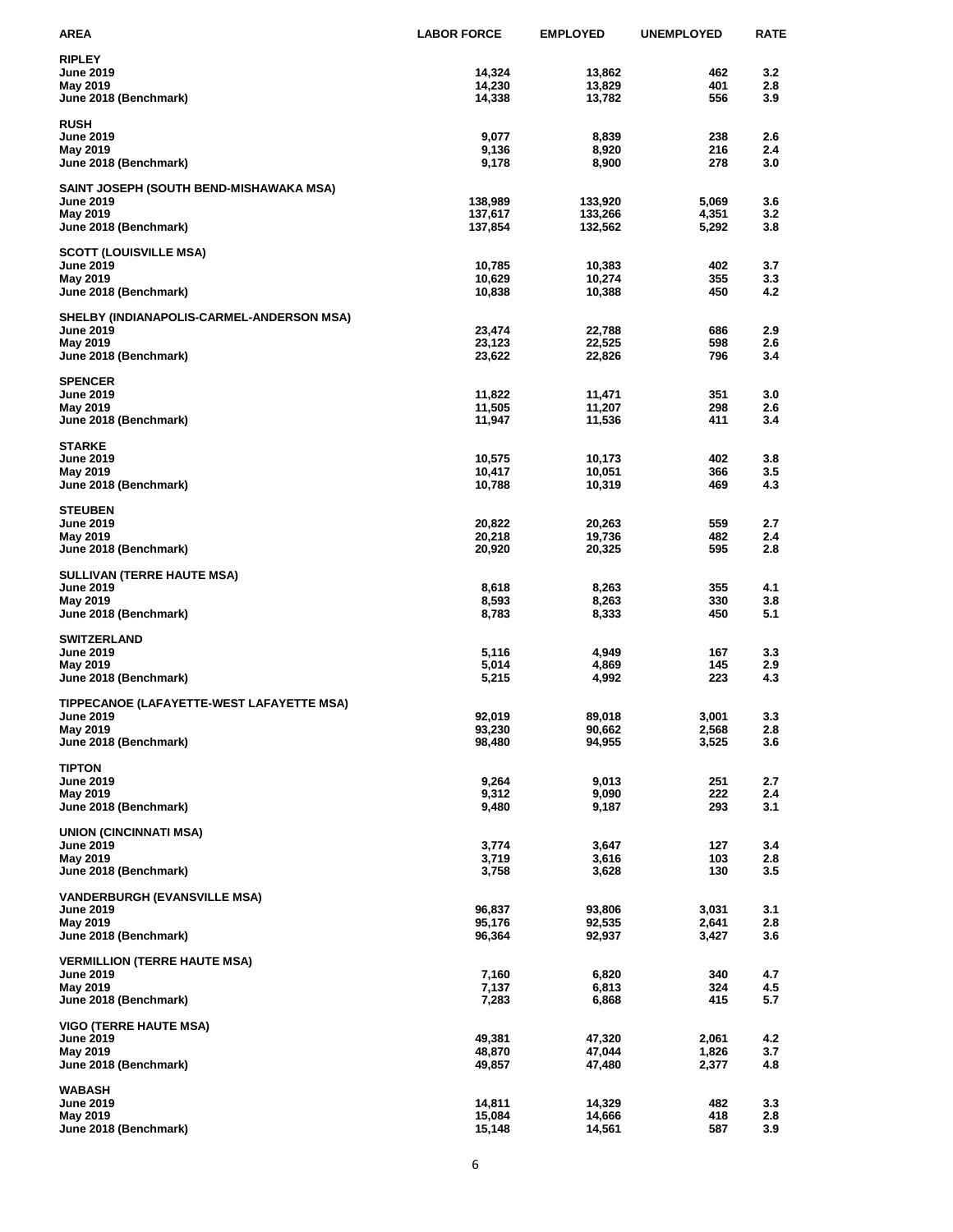| AREA | LABOR FORCE | EMPLOYED | UNEMPLOYED | RATE |
|---|---|---|---|---|
| **RIPLEY** | | | | |
| June 2019 | 14,324 | 13,862 | 462 | 3.2 |
| May 2019 | 14,230 | 13,829 | 401 | 2.8 |
| June 2018 (Benchmark) | 14,338 | 13,782 | 556 | 3.9 |
| **RUSH** | | | | |
| June 2019 | 9,077 | 8,839 | 238 | 2.6 |
| May 2019 | 9,136 | 8,920 | 216 | 2.4 |
| June 2018 (Benchmark) | 9,178 | 8,900 | 278 | 3.0 |
| **SAINT JOSEPH (SOUTH BEND-MISHAWAKA MSA)** | | | | |
| June 2019 | 138,989 | 133,920 | 5,069 | 3.6 |
| May 2019 | 137,617 | 133,266 | 4,351 | 3.2 |
| June 2018 (Benchmark) | 137,854 | 132,562 | 5,292 | 3.8 |
| **SCOTT (LOUISVILLE MSA)** | | | | |
| June 2019 | 10,785 | 10,383 | 402 | 3.7 |
| May 2019 | 10,629 | 10,274 | 355 | 3.3 |
| June 2018 (Benchmark) | 10,838 | 10,388 | 450 | 4.2 |
| **SHELBY (INDIANAPOLIS-CARMEL-ANDERSON MSA)** | | | | |
| June 2019 | 23,474 | 22,788 | 686 | 2.9 |
| May 2019 | 23,123 | 22,525 | 598 | 2.6 |
| June 2018 (Benchmark) | 23,622 | 22,826 | 796 | 3.4 |
| **SPENCER** | | | | |
| June 2019 | 11,822 | 11,471 | 351 | 3.0 |
| May 2019 | 11,505 | 11,207 | 298 | 2.6 |
| June 2018 (Benchmark) | 11,947 | 11,536 | 411 | 3.4 |
| **STARKE** | | | | |
| June 2019 | 10,575 | 10,173 | 402 | 3.8 |
| May 2019 | 10,417 | 10,051 | 366 | 3.5 |
| June 2018 (Benchmark) | 10,788 | 10,319 | 469 | 4.3 |
| **STEUBEN** | | | | |
| June 2019 | 20,822 | 20,263 | 559 | 2.7 |
| May 2019 | 20,218 | 19,736 | 482 | 2.4 |
| June 2018 (Benchmark) | 20,920 | 20,325 | 595 | 2.8 |
| **SULLIVAN (TERRE HAUTE MSA)** | | | | |
| June 2019 | 8,618 | 8,263 | 355 | 4.1 |
| May 2019 | 8,593 | 8,263 | 330 | 3.8 |
| June 2018 (Benchmark) | 8,783 | 8,333 | 450 | 5.1 |
| **SWITZERLAND** | | | | |
| June 2019 | 5,116 | 4,949 | 167 | 3.3 |
| May 2019 | 5,014 | 4,869 | 145 | 2.9 |
| June 2018 (Benchmark) | 5,215 | 4,992 | 223 | 4.3 |
| **TIPPECANOE (LAFAYETTE-WEST LAFAYETTE MSA)** | | | | |
| June 2019 | 92,019 | 89,018 | 3,001 | 3.3 |
| May 2019 | 93,230 | 90,662 | 2,568 | 2.8 |
| June 2018 (Benchmark) | 98,480 | 94,955 | 3,525 | 3.6 |
| **TIPTON** | | | | |
| June 2019 | 9,264 | 9,013 | 251 | 2.7 |
| May 2019 | 9,312 | 9,090 | 222 | 2.4 |
| June 2018 (Benchmark) | 9,480 | 9,187 | 293 | 3.1 |
| **UNION (CINCINNATI MSA)** | | | | |
| June 2019 | 3,774 | 3,647 | 127 | 3.4 |
| May 2019 | 3,719 | 3,616 | 103 | 2.8 |
| June 2018 (Benchmark) | 3,758 | 3,628 | 130 | 3.5 |
| **VANDERBURGH (EVANSVILLE MSA)** | | | | |
| June 2019 | 96,837 | 93,806 | 3,031 | 3.1 |
| May 2019 | 95,176 | 92,535 | 2,641 | 2.8 |
| June 2018 (Benchmark) | 96,364 | 92,937 | 3,427 | 3.6 |
| **VERMILLION (TERRE HAUTE MSA)** | | | | |
| June 2019 | 7,160 | 6,820 | 340 | 4.7 |
| May 2019 | 7,137 | 6,813 | 324 | 4.5 |
| June 2018 (Benchmark) | 7,283 | 6,868 | 415 | 5.7 |
| **VIGO (TERRE HAUTE MSA)** | | | | |
| June 2019 | 49,381 | 47,320 | 2,061 | 4.2 |
| May 2019 | 48,870 | 47,044 | 1,826 | 3.7 |
| June 2018 (Benchmark) | 49,857 | 47,480 | 2,377 | 4.8 |
| **WABASH** | | | | |
| June 2019 | 14,811 | 14,329 | 482 | 3.3 |
| May 2019 | 15,084 | 14,666 | 418 | 2.8 |
| June 2018 (Benchmark) | 15,148 | 14,561 | 587 | 3.9 |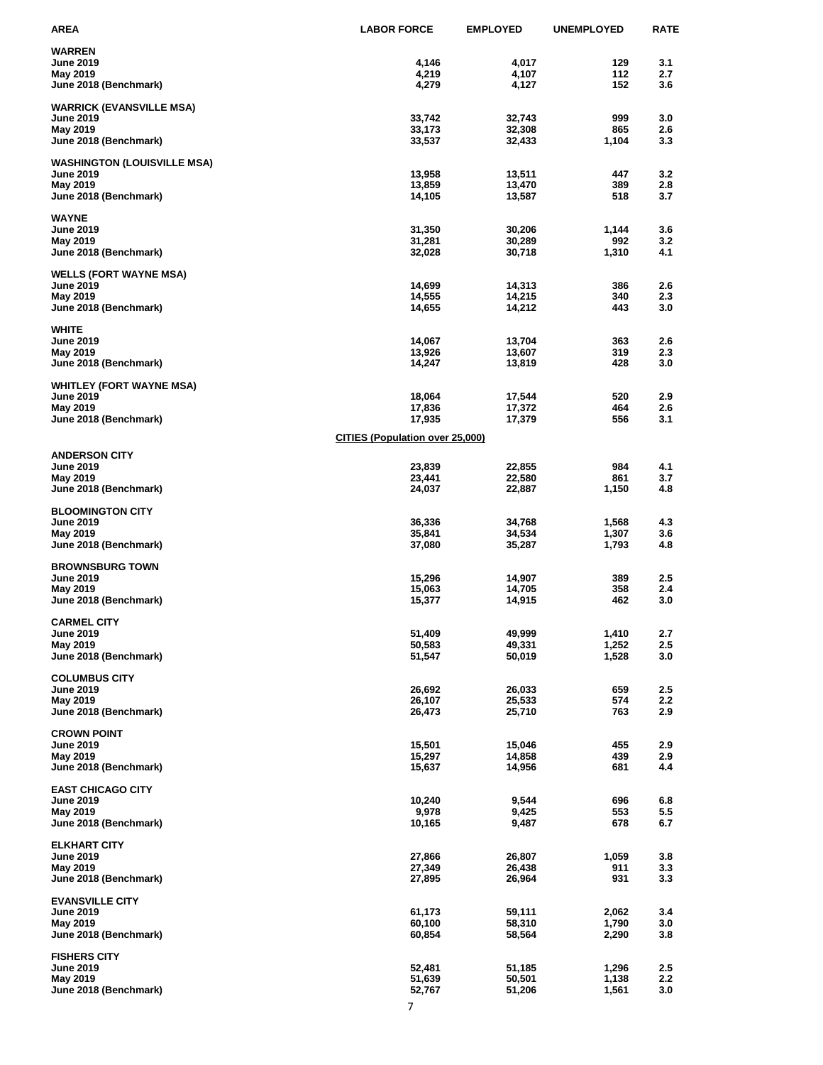| AREA | LABOR FORCE | EMPLOYED | UNEMPLOYED | RATE |
|---|---|---|---|---|
| **WARREN** | | | | |
| June 2019 | 4,146 | 4,017 | 129 | 3.1 |
| May 2019 | 4,219 | 4,107 | 112 | 2.7 |
| June 2018 (Benchmark) | 4,279 | 4,127 | 152 | 3.6 |
| **WARRICK (EVANSVILLE MSA)** | | | | |
| June 2019 | 33,742 | 32,743 | 999 | 3.0 |
| May 2019 | 33,173 | 32,308 | 865 | 2.6 |
| June 2018 (Benchmark) | 33,537 | 32,433 | 1,104 | 3.3 |
| **WASHINGTON (LOUISVILLE MSA)** | | | | |
| June 2019 | 13,958 | 13,511 | 447 | 3.2 |
| May 2019 | 13,859 | 13,470 | 389 | 2.8 |
| June 2018 (Benchmark) | 14,105 | 13,587 | 518 | 3.7 |
| **WAYNE** | | | | |
| June 2019 | 31,350 | 30,206 | 1,144 | 3.6 |
| May 2019 | 31,281 | 30,289 | 992 | 3.2 |
| June 2018 (Benchmark) | 32,028 | 30,718 | 1,310 | 4.1 |
| **WELLS (FORT WAYNE MSA)** | | | | |
| June 2019 | 14,699 | 14,313 | 386 | 2.6 |
| May 2019 | 14,555 | 14,215 | 340 | 2.3 |
| June 2018 (Benchmark) | 14,655 | 14,212 | 443 | 3.0 |
| **WHITE** | | | | |
| June 2019 | 14,067 | 13,704 | 363 | 2.6 |
| May 2019 | 13,926 | 13,607 | 319 | 2.3 |
| June 2018 (Benchmark) | 14,247 | 13,819 | 428 | 3.0 |
| **WHITLEY (FORT WAYNE MSA)** | | | | |
| June 2019 | 18,064 | 17,544 | 520 | 2.9 |
| May 2019 | 17,836 | 17,372 | 464 | 2.6 |
| June 2018 (Benchmark) | 17,935 | 17,379 | 556 | 3.1 |
| | **CITIES (Population over 25,000)** | | | |
| **ANDERSON CITY** | | | | |
| June 2019 | 23,839 | 22,855 | 984 | 4.1 |
| May 2019 | 23,441 | 22,580 | 861 | 3.7 |
| June 2018 (Benchmark) | 24,037 | 22,887 | 1,150 | 4.8 |
| **BLOOMINGTON CITY** | | | | |
| June 2019 | 36,336 | 34,768 | 1,568 | 4.3 |
| May 2019 | 35,841 | 34,534 | 1,307 | 3.6 |
| June 2018 (Benchmark) | 37,080 | 35,287 | 1,793 | 4.8 |
| **BROWNSBURG TOWN** | | | | |
| June 2019 | 15,296 | 14,907 | 389 | 2.5 |
| May 2019 | 15,063 | 14,705 | 358 | 2.4 |
| June 2018 (Benchmark) | 15,377 | 14,915 | 462 | 3.0 |
| **CARMEL CITY** | | | | |
| June 2019 | 51,409 | 49,999 | 1,410 | 2.7 |
| May 2019 | 50,583 | 49,331 | 1,252 | 2.5 |
| June 2018 (Benchmark) | 51,547 | 50,019 | 1,528 | 3.0 |
| **COLUMBUS CITY** | | | | |
| June 2019 | 26,692 | 26,033 | 659 | 2.5 |
| May 2019 | 26,107 | 25,533 | 574 | 2.2 |
| June 2018 (Benchmark) | 26,473 | 25,710 | 763 | 2.9 |
| **CROWN POINT** | | | | |
| June 2019 | 15,501 | 15,046 | 455 | 2.9 |
| May 2019 | 15,297 | 14,858 | 439 | 2.9 |
| June 2018 (Benchmark) | 15,637 | 14,956 | 681 | 4.4 |
| **EAST CHICAGO CITY** | | | | |
| June 2019 | 10,240 | 9,544 | 696 | 6.8 |
| May 2019 | 9,978 | 9,425 | 553 | 5.5 |
| June 2018 (Benchmark) | 10,165 | 9,487 | 678 | 6.7 |
| **ELKHART CITY** | | | | |
| June 2019 | 27,866 | 26,807 | 1,059 | 3.8 |
| May 2019 | 27,349 | 26,438 | 911 | 3.3 |
| June 2018 (Benchmark) | 27,895 | 26,964 | 931 | 3.3 |
| **EVANSVILLE CITY** | | | | |
| June 2019 | 61,173 | 59,111 | 2,062 | 3.4 |
| May 2019 | 60,100 | 58,310 | 1,790 | 3.0 |
| June 2018 (Benchmark) | 60,854 | 58,564 | 2,290 | 3.8 |
| **FISHERS CITY** | | | | |
| June 2019 | 52,481 | 51,185 | 1,296 | 2.5 |
| May 2019 | 51,639 | 50,501 | 1,138 | 2.2 |
| June 2018 (Benchmark) | 52,767 | 51,206 | 1,561 | 3.0 |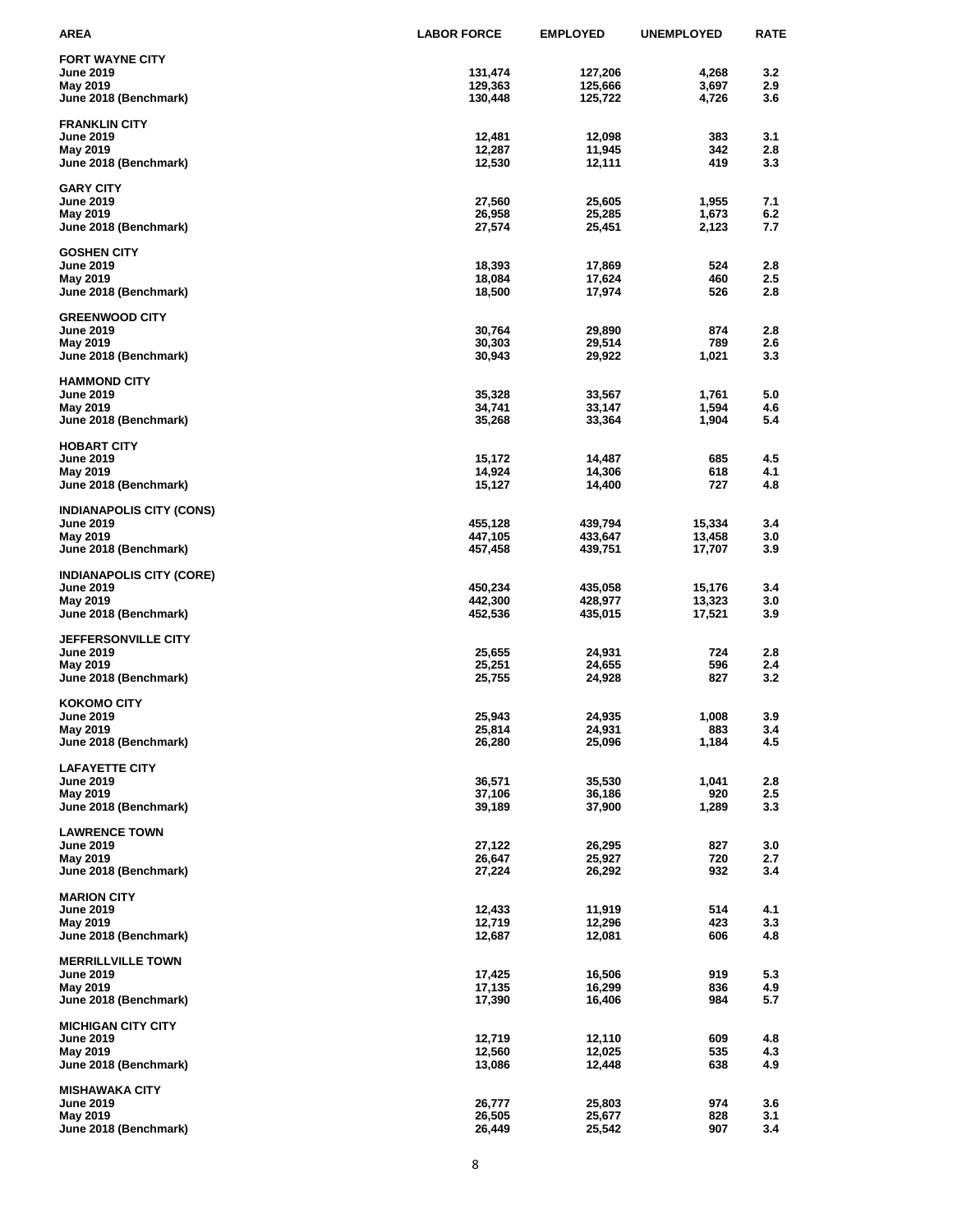| AREA | LABOR FORCE | EMPLOYED | UNEMPLOYED | RATE |
|---|---|---|---|---|
| **FORT WAYNE CITY** | | | | |
| June 2019 | 131,474 | 127,206 | 4,268 | 3.2 |
| May 2019 | 129,363 | 125,666 | 3,697 | 2.9 |
| June 2018 (Benchmark) | 130,448 | 125,722 | 4,726 | 3.6 |
| **FRANKLIN CITY** | | | | |
| June 2019 | 12,481 | 12,098 | 383 | 3.1 |
| May 2019 | 12,287 | 11,945 | 342 | 2.8 |
| June 2018 (Benchmark) | 12,530 | 12,111 | 419 | 3.3 |
| **GARY CITY** | | | | |
| June 2019 | 27,560 | 25,605 | 1,955 | 7.1 |
| May 2019 | 26,958 | 25,285 | 1,673 | 6.2 |
| June 2018 (Benchmark) | 27,574 | 25,451 | 2,123 | 7.7 |
| **GOSHEN CITY** | | | | |
| June 2019 | 18,393 | 17,869 | 524 | 2.8 |
| May 2019 | 18,084 | 17,624 | 460 | 2.5 |
| June 2018 (Benchmark) | 18,500 | 17,974 | 526 | 2.8 |
| **GREENWOOD CITY** | | | | |
| June 2019 | 30,764 | 29,890 | 874 | 2.8 |
| May 2019 | 30,303 | 29,514 | 789 | 2.6 |
| June 2018 (Benchmark) | 30,943 | 29,922 | 1,021 | 3.3 |
| **HAMMOND CITY** | | | | |
| June 2019 | 35,328 | 33,567 | 1,761 | 5.0 |
| May 2019 | 34,741 | 33,147 | 1,594 | 4.6 |
| June 2018 (Benchmark) | 35,268 | 33,364 | 1,904 | 5.4 |
| **HOBART CITY** | | | | |
| June 2019 | 15,172 | 14,487 | 685 | 4.5 |
| May 2019 | 14,924 | 14,306 | 618 | 4.1 |
| June 2018 (Benchmark) | 15,127 | 14,400 | 727 | 4.8 |
| **INDIANAPOLIS CITY (CONS)** | | | | |
| June 2019 | 455,128 | 439,794 | 15,334 | 3.4 |
| May 2019 | 447,105 | 433,647 | 13,458 | 3.0 |
| June 2018 (Benchmark) | 457,458 | 439,751 | 17,707 | 3.9 |
| **INDIANAPOLIS CITY (CORE)** | | | | |
| June 2019 | 450,234 | 435,058 | 15,176 | 3.4 |
| May 2019 | 442,300 | 428,977 | 13,323 | 3.0 |
| June 2018 (Benchmark) | 452,536 | 435,015 | 17,521 | 3.9 |
| **JEFFERSONVILLE CITY** | | | | |
| June 2019 | 25,655 | 24,931 | 724 | 2.8 |
| May 2019 | 25,251 | 24,655 | 596 | 2.4 |
| June 2018 (Benchmark) | 25,755 | 24,928 | 827 | 3.2 |
| **KOKOMO CITY** | | | | |
| June 2019 | 25,943 | 24,935 | 1,008 | 3.9 |
| May 2019 | 25,814 | 24,931 | 883 | 3.4 |
| June 2018 (Benchmark) | 26,280 | 25,096 | 1,184 | 4.5 |
| **LAFAYETTE CITY** | | | | |
| June 2019 | 36,571 | 35,530 | 1,041 | 2.8 |
| May 2019 | 37,106 | 36,186 | 920 | 2.5 |
| June 2018 (Benchmark) | 39,189 | 37,900 | 1,289 | 3.3 |
| **LAWRENCE TOWN** | | | | |
| June 2019 | 27,122 | 26,295 | 827 | 3.0 |
| May 2019 | 26,647 | 25,927 | 720 | 2.7 |
| June 2018 (Benchmark) | 27,224 | 26,292 | 932 | 3.4 |
| **MARION CITY** | | | | |
| June 2019 | 12,433 | 11,919 | 514 | 4.1 |
| May 2019 | 12,719 | 12,296 | 423 | 3.3 |
| June 2018 (Benchmark) | 12,687 | 12,081 | 606 | 4.8 |
| **MERRILLVILLE TOWN** | | | | |
| June 2019 | 17,425 | 16,506 | 919 | 5.3 |
| May 2019 | 17,135 | 16,299 | 836 | 4.9 |
| June 2018 (Benchmark) | 17,390 | 16,406 | 984 | 5.7 |
| **MICHIGAN CITY CITY** | | | | |
| June 2019 | 12,719 | 12,110 | 609 | 4.8 |
| May 2019 | 12,560 | 12,025 | 535 | 4.3 |
| June 2018 (Benchmark) | 13,086 | 12,448 | 638 | 4.9 |
| **MISHAWAKA CITY** | | | | |
| June 2019 | 26,777 | 25,803 | 974 | 3.6 |
| May 2019 | 26,505 | 25,677 | 828 | 3.1 |
| June 2018 (Benchmark) | 26,449 | 25,542 | 907 | 3.4 |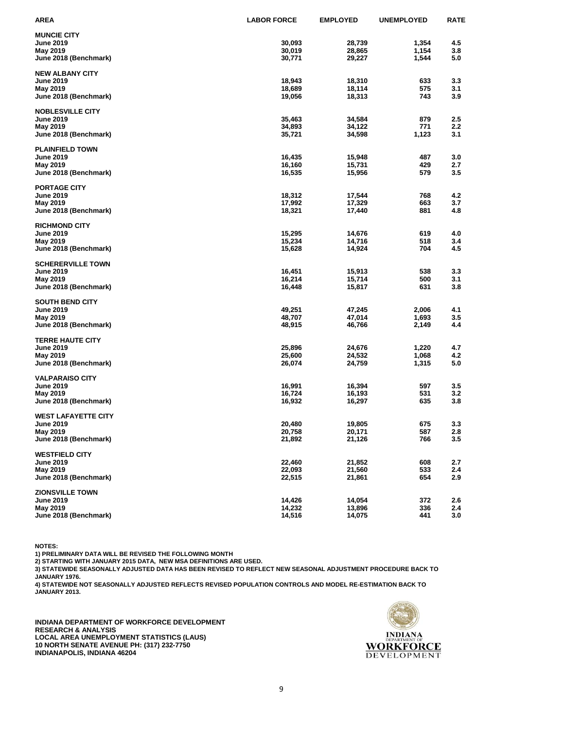| AREA | LABOR FORCE | EMPLOYED | UNEMPLOYED | RATE |
|---|---|---|---|---|
| **MUNCIE CITY** | | | | |
| June 2019 | 30,093 | 28,739 | 1,354 | 4.5 |
| May 2019 | 30,019 | 28,865 | 1,154 | 3.8 |
| June 2018 (Benchmark) | 30,771 | 29,227 | 1,544 | 5.0 |
| **NEW ALBANY CITY** | | | | |
| June 2019 | 18,943 | 18,310 | 633 | 3.3 |
| May 2019 | 18,689 | 18,114 | 575 | 3.1 |
| June 2018 (Benchmark) | 19,056 | 18,313 | 743 | 3.9 |
| **NOBLESVILLE CITY** | | | | |
| June 2019 | 35,463 | 34,584 | 879 | 2.5 |
| May 2019 | 34,893 | 34,122 | 771 | 2.2 |
| June 2018 (Benchmark) | 35,721 | 34,598 | 1,123 | 3.1 |
| **PLAINFIELD TOWN** | | | | |
| June 2019 | 16,435 | 15,948 | 487 | 3.0 |
| May 2019 | 16,160 | 15,731 | 429 | 2.7 |
| June 2018 (Benchmark) | 16,535 | 15,956 | 579 | 3.5 |
| **PORTAGE CITY** | | | | |
| June 2019 | 18,312 | 17,544 | 768 | 4.2 |
| May 2019 | 17,992 | 17,329 | 663 | 3.7 |
| June 2018 (Benchmark) | 18,321 | 17,440 | 881 | 4.8 |
| **RICHMOND CITY** | | | | |
| June 2019 | 15,295 | 14,676 | 619 | 4.0 |
| May 2019 | 15,234 | 14,716 | 518 | 3.4 |
| June 2018 (Benchmark) | 15,628 | 14,924 | 704 | 4.5 |
| **SCHERERVILLE TOWN** | | | | |
| June 2019 | 16,451 | 15,913 | 538 | 3.3 |
| May 2019 | 16,214 | 15,714 | 500 | 3.1 |
| June 2018 (Benchmark) | 16,448 | 15,817 | 631 | 3.8 |
| **SOUTH BEND CITY** | | | | |
| June 2019 | 49,251 | 47,245 | 2,006 | 4.1 |
| May 2019 | 48,707 | 47,014 | 1,693 | 3.5 |
| June 2018 (Benchmark) | 48,915 | 46,766 | 2,149 | 4.4 |
| **TERRE HAUTE CITY** | | | | |
| June 2019 | 25,896 | 24,676 | 1,220 | 4.7 |
| May 2019 | 25,600 | 24,532 | 1,068 | 4.2 |
| June 2018 (Benchmark) | 26,074 | 24,759 | 1,315 | 5.0 |
| **VALPARAISO CITY** | | | | |
| June 2019 | 16,991 | 16,394 | 597 | 3.5 |
| May 2019 | 16,724 | 16,193 | 531 | 3.2 |
| June 2018 (Benchmark) | 16,932 | 16,297 | 635 | 3.8 |
| **WEST LAFAYETTE CITY** | | | | |
| June 2019 | 20,480 | 19,805 | 675 | 3.3 |
| May 2019 | 20,758 | 20,171 | 587 | 2.8 |
| June 2018 (Benchmark) | 21,892 | 21,126 | 766 | 3.5 |
| **WESTFIELD CITY** | | | | |
| June 2019 | 22,460 | 21,852 | 608 | 2.7 |
| May 2019 | 22,093 | 21,560 | 533 | 2.4 |
| June 2018 (Benchmark) | 22,515 | 21,861 | 654 | 2.9 |
| **ZIONSVILLE TOWN** | | | | |
| June 2019 | 14,426 | 14,054 | 372 | 2.6 |
| May 2019 | 14,232 | 13,896 | 336 | 2.4 |
| June 2018 (Benchmark) | 14,516 | 14,075 | 441 | 3.0 |

**NOTES:**

1) PRELIMINARY DATA WILL BE REVISED THE FOLLOWING MONTH

2) STARTING WITH JANUARY 2015 DATA, NEW MSA DEFINITIONS ARE USED.

3) STATEWIDE SEASONALLY ADJUSTED DATA HAS BEEN REVISED TO REFLECT NEW SEASONAL ADJUSTMENT PROCEDURE BACK TO JANUARY 1976.

4) STATEWIDE NOT SEASONALLY ADJUSTED REFLECTS REVISED POPULATION CONTROLS AND MODEL RE-ESTIMATION BACK TO JANUARY 2013.

**INDIANA DEPARTMENT OF WORKFORCE DEVELOPMENT**
**RESEARCH & ANALYSIS**
**LOCAL AREA UNEMPLOYMENT STATISTICS (LAUS)**
**10 NORTH SENATE AVENUE PH: (317) 232-7750**
**INDIANAPOLIS, INDIANA 46204**

INDIANA DEPARTMENT OF WORKFORCE DEVELOPMENT